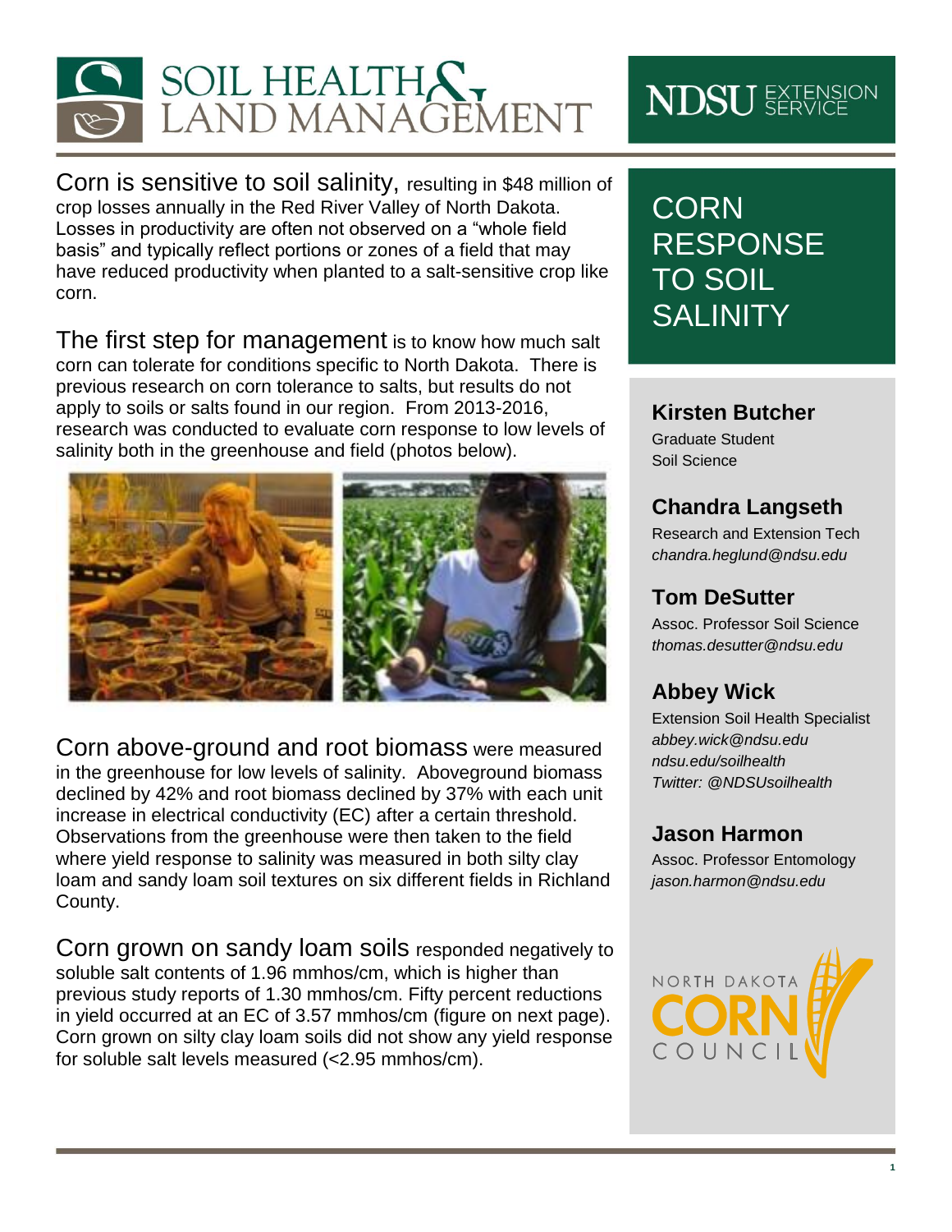# SOIL HEALTH & LAND MANAGEMENT

NDSU EXTENSION SERVICE

## CORN RESPONSE TO SOIL SALINITY

**Kirsten Butcher**
Graduate Student
Soil Science

**Chandra Langseth**
Research and Extension Tech
*chandra.heglund@ndsu.edu*

**Tom DeSutter**
Assoc. Professor Soil Science
*thomas.desutter@ndsu.edu*

**Abbey Wick**
Extension Soil Health Specialist
*abbey.wick@ndsu.edu*
*ndsu.edu/soilhealth*
*Twitter: @NDSUsoilhealth*

**Jason Harmon**
Assoc. Professor Entomology
*jason.harmon@ndsu.edu*

NORTH DAKOTA CORN COUNCIL

Corn is sensitive to soil salinity, resulting in $48 million of crop losses annually in the Red River Valley of North Dakota. Losses in productivity are often not observed on a "whole field basis" and typically reflect portions or zones of a field that may have reduced productivity when planted to a salt-sensitive crop like corn.

The first step for management is to know how much salt corn can tolerate for conditions specific to North Dakota. There is previous research on corn tolerance to salts, but results do not apply to soils or salts found in our region. From 2013-2016, research was conducted to evaluate corn response to low levels of salinity both in the greenhouse and field (photos below).

Corn above-ground and root biomass were measured in the greenhouse for low levels of salinity. Aboveground biomass declined by 42% and root biomass declined by 37% with each unit increase in electrical conductivity (EC) after a certain threshold. Observations from the greenhouse were then taken to the field where yield response to salinity was measured in both silty clay loam and sandy loam soil textures on six different fields in Richland County.

Corn grown on sandy loam soils responded negatively to soluble salt contents of 1.96 mmhos/cm, which is higher than previous study reports of 1.30 mmhos/cm. Fifty percent reductions in yield occurred at an EC of 3.57 mmhos/cm (figure on next page). Corn grown on silty clay loam soils did not show any yield response for soluble salt levels measured (<2.95 mmhos/cm).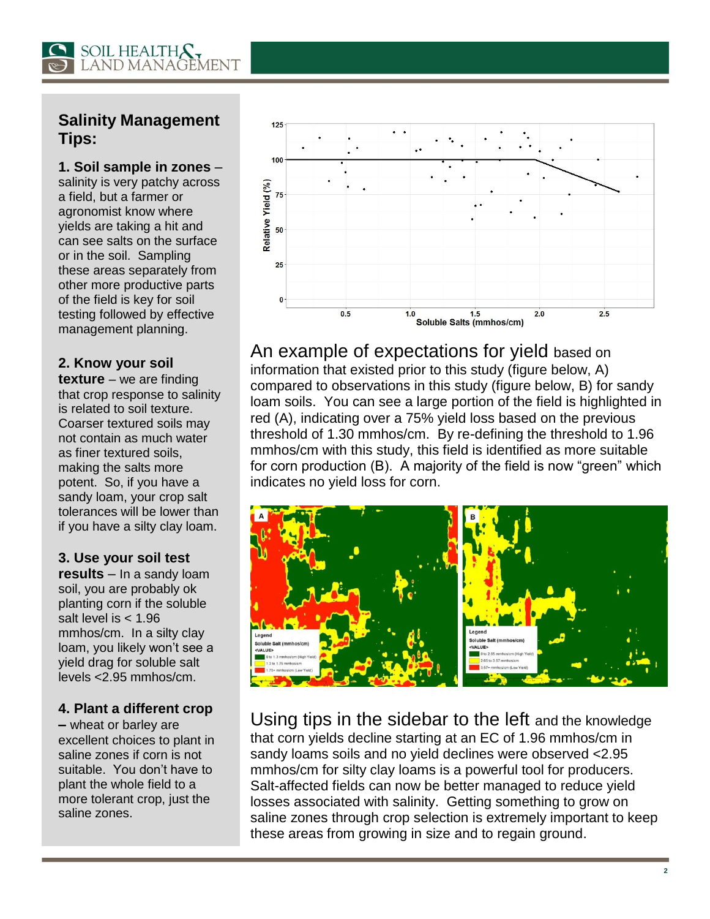## Salinity Management Tips:

**1. Soil sample in zones** – salinity is very patchy across a field, but a farmer or agronomist know where yields are taking a hit and can see salts on the surface or in the soil. Sampling these areas separately from other more productive parts of the field is key for soil testing followed by effective management planning.

**2. Know your soil texture** – we are finding that crop response to salinity is related to soil texture. Coarser textured soils may not contain as much water as finer textured soils, making the salts more potent. So, if you have a sandy loam, your crop salt tolerances will be lower than if you have a silty clay loam.

**3. Use your soil test results** – In a sandy loam soil, you are probably ok planting corn if the soluble salt level is < 1.96 mmhos/cm. In a silty clay loam, you likely won't see a yield drag for soluble salt levels <2.95 mmhos/cm.

**4. Plant a different crop –** wheat or barley are excellent choices to plant in saline zones if corn is not suitable. You don't have to plant the whole field to a more tolerant crop, just the saline zones.

Relative Yield (%)
125
100
75
50
25
0
0.5
1.0
1.5
2.0
2.5
Soluble Salts (mmhos/cm)

An example of expectations for yield based on information that existed prior to this study (figure below, A) compared to observations in this study (figure below, B) for sandy loam soils. You can see a large portion of the field is highlighted in red (A), indicating over a 75% yield loss based on the previous threshold of 1.30 mmhos/cm. By re-defining the threshold to 1.96 mmhos/cm with this study, this field is identified as more suitable for corn production (B). A majority of the field is now "green" which indicates no yield loss for corn.

A
Legend
Soluble Salt (mmhos/cm)
<VALUE>
0 to 1.3 mmhos/cm (High Yield)
1.3 to 1.75 mmhos/cm
1.75+ mmhos/cm (Low Yield)

B
Legend
Soluble Salt (mmhos/cm)
<VALUE>
0 to 2.05 mmhos/cm (High Yield)
2.65 to 3.57 mmhos/cm
3.57+ mmhos/cm (Low Yield)

Using tips in the sidebar to the left and the knowledge that corn yields decline starting at an EC of 1.96 mmhos/cm in sandy loams soils and no yield declines were observed <2.95 mmhos/cm for silty clay loams is a powerful tool for producers. Salt-affected fields can now be better managed to reduce yield losses associated with salinity. Getting something to grow on saline zones through crop selection is extremely important to keep these areas from growing in size and to regain ground.